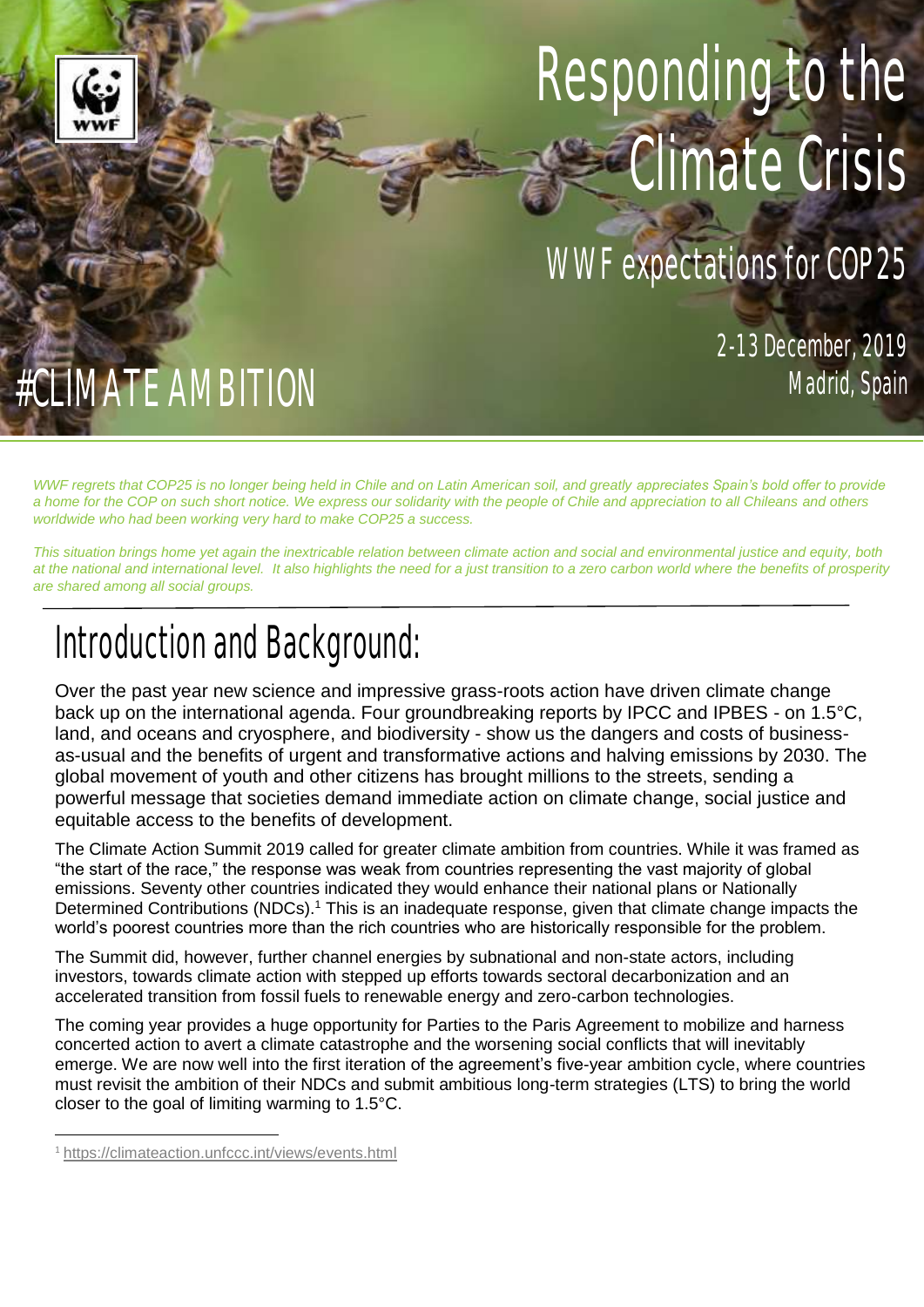# Responding to the Climate Crisis

## WWF expectations for COP25

2-13 December, 2019
Madrid, Spain

#CLIMATE AMBITION

*WWF regrets that COP25 is no longer being held in Chile and on Latin American soil, and greatly appreciates Spain's bold offer to provide a home for the COP on such short notice. We express our solidarity with the people of Chile and appreciation to all Chileans and others worldwide who had been working very hard to make COP25 a success.*

*This situation brings home yet again the inextricable relation between climate action and social and environmental justice and equity, both at the national and international level. It also highlights the need for a just transition to a zero carbon world where the benefits of prosperity are shared among all social groups.*

## Introduction and Background:

Over the past year new science and impressive grass-roots action have driven climate change back up on the international agenda. Four groundbreaking reports by IPCC and IPBES - on 1.5°C, land, and oceans and cryosphere, and biodiversity - show us the dangers and costs of business-as-usual and the benefits of urgent and transformative actions and halving emissions by 2030. The global movement of youth and other citizens has brought millions to the streets, sending a powerful message that societies demand immediate action on climate change, social justice and equitable access to the benefits of development.

The Climate Action Summit 2019 called for greater climate ambition from countries. While it was framed as "the start of the race," the response was weak from countries representing the vast majority of global emissions. Seventy other countries indicated they would enhance their national plans or Nationally Determined Contributions (NDCs).[1] This is an inadequate response, given that climate change impacts the world's poorest countries more than the rich countries who are historically responsible for the problem.

The Summit did, however, further channel energies by subnational and non-state actors, including investors, towards climate action with stepped up efforts towards sectoral decarbonization and an accelerated transition from fossil fuels to renewable energy and zero-carbon technologies.

The coming year provides a huge opportunity for Parties to the Paris Agreement to mobilize and harness concerted action to avert a climate catastrophe and the worsening social conflicts that will inevitably emerge. We are now well into the first iteration of the agreement's five-year ambition cycle, where countries must revisit the ambition of their NDCs and submit ambitious long-term strategies (LTS) to bring the world closer to the goal of limiting warming to 1.5°C.

[1] https://climateaction.unfccc.int/views/events.html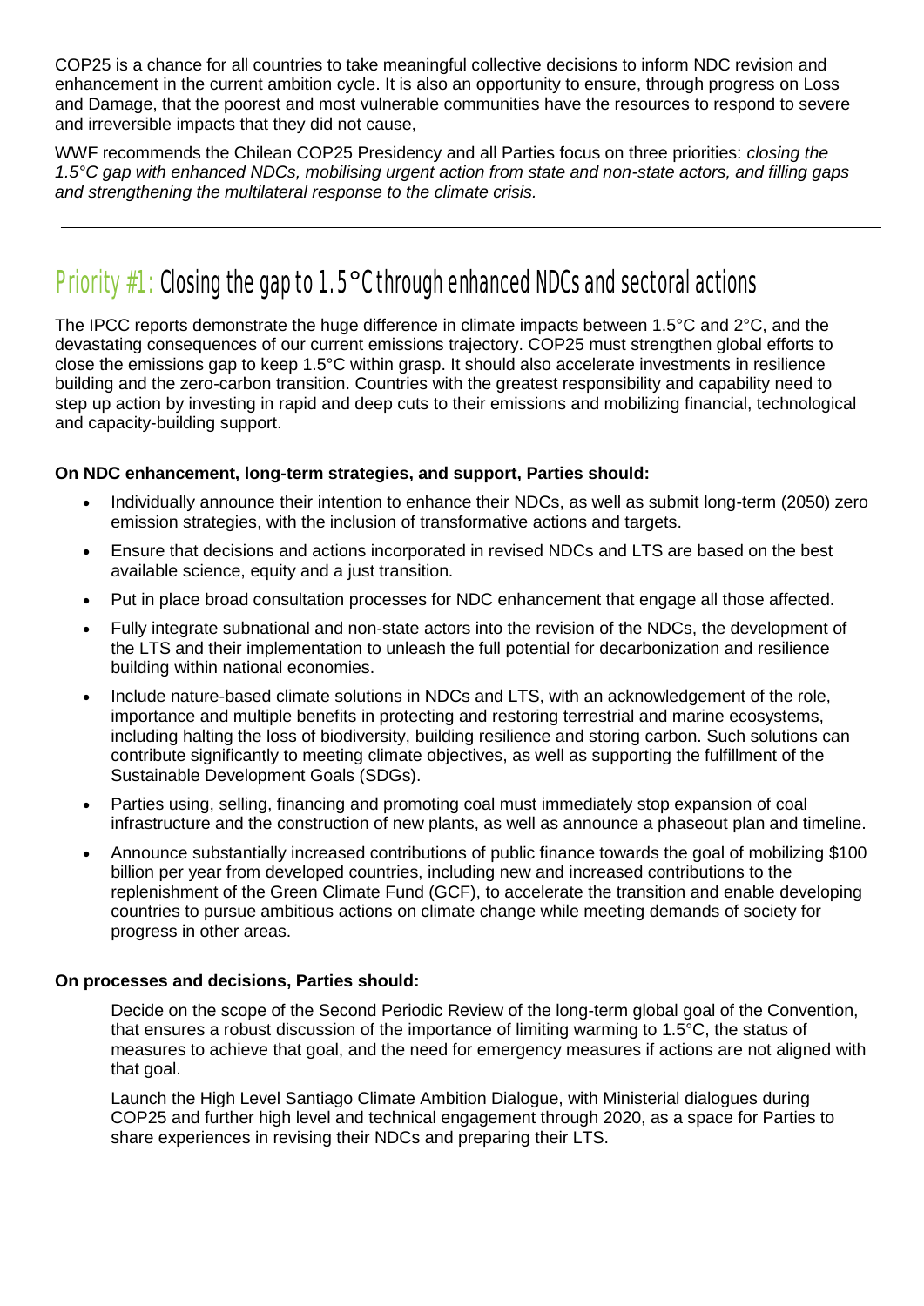COP25 is a chance for all countries to take meaningful collective decisions to inform NDC revision and enhancement in the current ambition cycle. It is also an opportunity to ensure, through progress on Loss and Damage, that the poorest and most vulnerable communities have the resources to respond to severe and irreversible impacts that they did not cause,

WWF recommends the Chilean COP25 Presidency and all Parties focus on three priorities: *closing the 1.5°C gap with enhanced NDCs, mobilising urgent action from state and non-state actors, and filling gaps and strengthening the multilateral response to the climate crisis.*

---

## Priority #1: Closing the gap to 1.5°C through enhanced NDCs and sectoral actions

The IPCC reports demonstrate the huge difference in climate impacts between 1.5°C and 2°C, and the devastating consequences of our current emissions trajectory. COP25 must strengthen global efforts to close the emissions gap to keep 1.5°C within grasp. It should also accelerate investments in resilience building and the zero-carbon transition. Countries with the greatest responsibility and capability need to step up action by investing in rapid and deep cuts to their emissions and mobilizing financial, technological and capacity-building support.

**On NDC enhancement, long-term strategies, and support, Parties should:**

- Individually announce their intention to enhance their NDCs, as well as submit long-term (2050) zero emission strategies, with the inclusion of transformative actions and targets.
- Ensure that decisions and actions incorporated in revised NDCs and LTS are based on the best available science, equity and a just transition.
- Put in place broad consultation processes for NDC enhancement that engage all those affected.
- Fully integrate subnational and non-state actors into the revision of the NDCs, the development of the LTS and their implementation to unleash the full potential for decarbonization and resilience building within national economies.
- Include nature-based climate solutions in NDCs and LTS, with an acknowledgement of the role, importance and multiple benefits in protecting and restoring terrestrial and marine ecosystems, including halting the loss of biodiversity, building resilience and storing carbon. Such solutions can contribute significantly to meeting climate objectives, as well as supporting the fulfillment of the Sustainable Development Goals (SDGs).
- Parties using, selling, financing and promoting coal must immediately stop expansion of coal infrastructure and the construction of new plants, as well as announce a phaseout plan and timeline.
- Announce substantially increased contributions of public finance towards the goal of mobilizing $100 billion per year from developed countries, including new and increased contributions to the replenishment of the Green Climate Fund (GCF), to accelerate the transition and enable developing countries to pursue ambitious actions on climate change while meeting demands of society for progress in other areas.

**On processes and decisions, Parties should:**

Decide on the scope of the Second Periodic Review of the long-term global goal of the Convention, that ensures a robust discussion of the importance of limiting warming to 1.5°C, the status of measures to achieve that goal, and the need for emergency measures if actions are not aligned with that goal.

Launch the High Level Santiago Climate Ambition Dialogue, with Ministerial dialogues during COP25 and further high level and technical engagement through 2020, as a space for Parties to share experiences in revising their NDCs and preparing their LTS.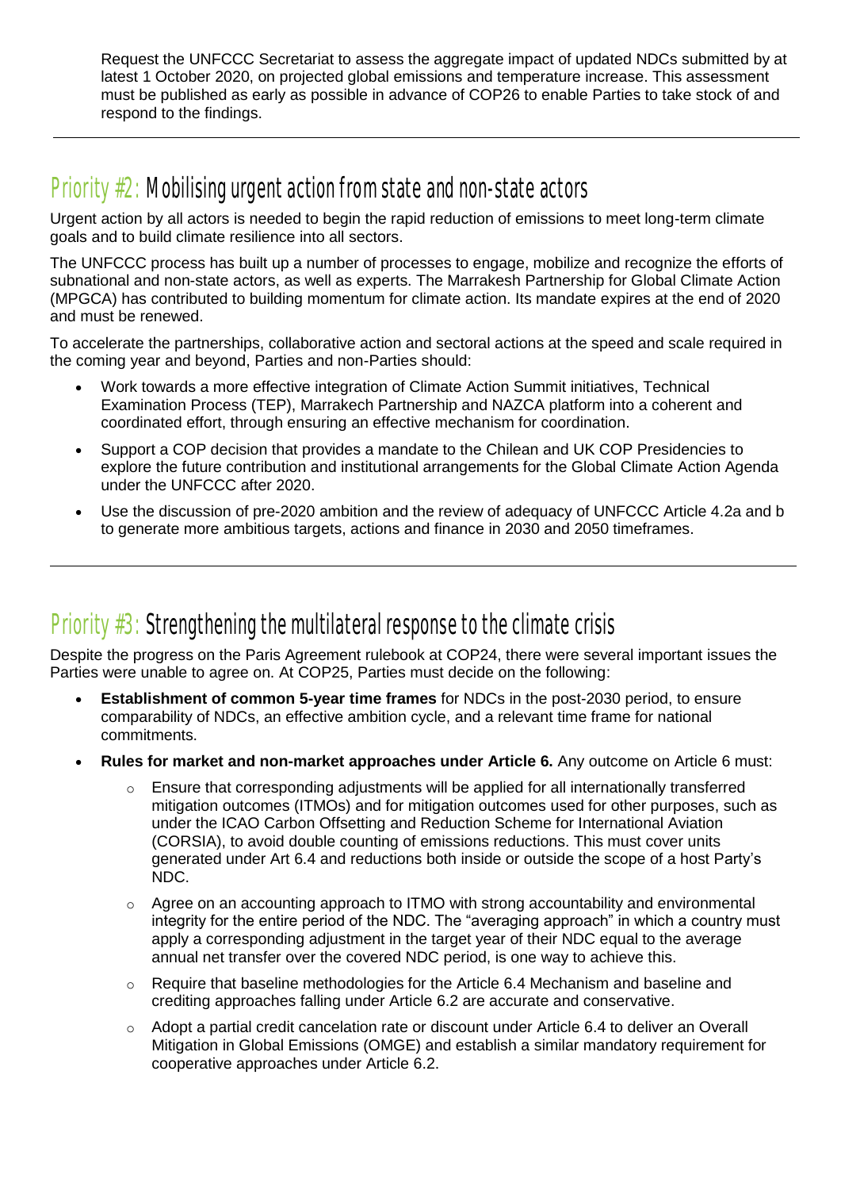Request the UNFCCC Secretariat to assess the aggregate impact of updated NDCs submitted by at latest 1 October 2020, on projected global emissions and temperature increase. This assessment must be published as early as possible in advance of COP26 to enable Parties to take stock of and respond to the findings.

---

## Priority #2: Mobilising urgent action from state and non-state actors

Urgent action by all actors is needed to begin the rapid reduction of emissions to meet long-term climate goals and to build climate resilience into all sectors.

The UNFCCC process has built up a number of processes to engage, mobilize and recognize the efforts of subnational and non-state actors, as well as experts. The Marrakesh Partnership for Global Climate Action (MPGCA) has contributed to building momentum for climate action. Its mandate expires at the end of 2020 and must be renewed.

To accelerate the partnerships, collaborative action and sectoral actions at the speed and scale required in the coming year and beyond, Parties and non-Parties should:

- Work towards a more effective integration of Climate Action Summit initiatives, Technical Examination Process (TEP), Marrakech Partnership and NAZCA platform into a coherent and coordinated effort, through ensuring an effective mechanism for coordination.
- Support a COP decision that provides a mandate to the Chilean and UK COP Presidencies to explore the future contribution and institutional arrangements for the Global Climate Action Agenda under the UNFCCC after 2020.
- Use the discussion of pre-2020 ambition and the review of adequacy of UNFCCC Article 4.2a and b to generate more ambitious targets, actions and finance in 2030 and 2050 timeframes.

---

## Priority #3: Strengthening the multilateral response to the climate crisis

Despite the progress on the Paris Agreement rulebook at COP24, there were several important issues the Parties were unable to agree on. At COP25, Parties must decide on the following:

- **Establishment of common 5-year time frames** for NDCs in the post-2030 period, to ensure comparability of NDCs, an effective ambition cycle, and a relevant time frame for national commitments.
- **Rules for market and non-market approaches under Article 6.** Any outcome on Article 6 must:
  - Ensure that corresponding adjustments will be applied for all internationally transferred mitigation outcomes (ITMOs) and for mitigation outcomes used for other purposes, such as under the ICAO Carbon Offsetting and Reduction Scheme for International Aviation (CORSIA), to avoid double counting of emissions reductions. This must cover units generated under Art 6.4 and reductions both inside or outside the scope of a host Party's NDC.
  - Agree on an accounting approach to ITMO with strong accountability and environmental integrity for the entire period of the NDC. The "averaging approach" in which a country must apply a corresponding adjustment in the target year of their NDC equal to the average annual net transfer over the covered NDC period, is one way to achieve this.
  - Require that baseline methodologies for the Article 6.4 Mechanism and baseline and crediting approaches falling under Article 6.2 are accurate and conservative.
  - Adopt a partial credit cancelation rate or discount under Article 6.4 to deliver an Overall Mitigation in Global Emissions (OMGE) and establish a similar mandatory requirement for cooperative approaches under Article 6.2.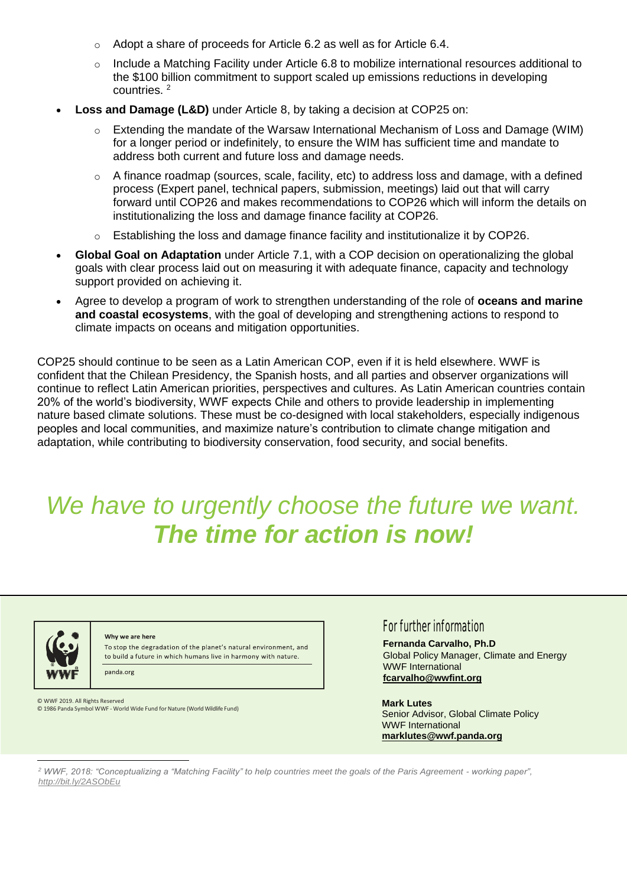- Adopt a share of proceeds for Article 6.2 as well as for Article 6.4.
  - Include a Matching Facility under Article 6.8 to mobilize international resources additional to the $100 billion commitment to support scaled up emissions reductions in developing countries. [2]
- **Loss and Damage (L&D)** under Article 8, by taking a decision at COP25 on:
  - Extending the mandate of the Warsaw International Mechanism of Loss and Damage (WIM) for a longer period or indefinitely, to ensure the WIM has sufficient time and mandate to address both current and future loss and damage needs.
  - A finance roadmap (sources, scale, facility, etc) to address loss and damage, with a defined process (Expert panel, technical papers, submission, meetings) laid out that will carry forward until COP26 and makes recommendations to COP26 which will inform the details on institutionalizing the loss and damage finance facility at COP26.
  - Establishing the loss and damage finance facility and institutionalize it by COP26.
- **Global Goal on Adaptation** under Article 7.1, with a COP decision on operationalizing the global goals with clear process laid out on measuring it with adequate finance, capacity and technology support provided on achieving it.
- Agree to develop a program of work to strengthen understanding of the role of **oceans and marine and coastal ecosystems**, with the goal of developing and strengthening actions to respond to climate impacts on oceans and mitigation opportunities.

COP25 should continue to be seen as a Latin American COP, even if it is held elsewhere. WWF is confident that the Chilean Presidency, the Spanish hosts, and all parties and observer organizations will continue to reflect Latin American priorities, perspectives and cultures. As Latin American countries contain 20% of the world's biodiversity, WWF expects Chile and others to provide leadership in implementing nature based climate solutions. These must be co-designed with local stakeholders, especially indigenous peoples and local communities, and maximize nature's contribution to climate change mitigation and adaptation, while contributing to biodiversity conservation, food security, and social benefits.

*We have to urgently choose the future we want.*
***The time for action is now!***

**Why we are here**
To stop the degradation of the planet's natural environment, and to build a future in which humans live in harmony with nature.

panda.org

© WWF 2019. All Rights Reserved
© 1986 Panda Symbol WWF - World Wide Fund for Nature (World Wildlife Fund)

## For further information

**Fernanda Carvalho, Ph.D**
Global Policy Manager, Climate and Energy
WWF International
**fcarvalho@wwfint.org**

**Mark Lutes**
Senior Advisor, Global Climate Policy
WWF International
**marklutes@wwf.panda.org**

[2] *WWF, 2018: "Conceptualizing a "Matching Facility" to help countries meet the goals of the Paris Agreement - working paper", http://bit.ly/2ASObEu*